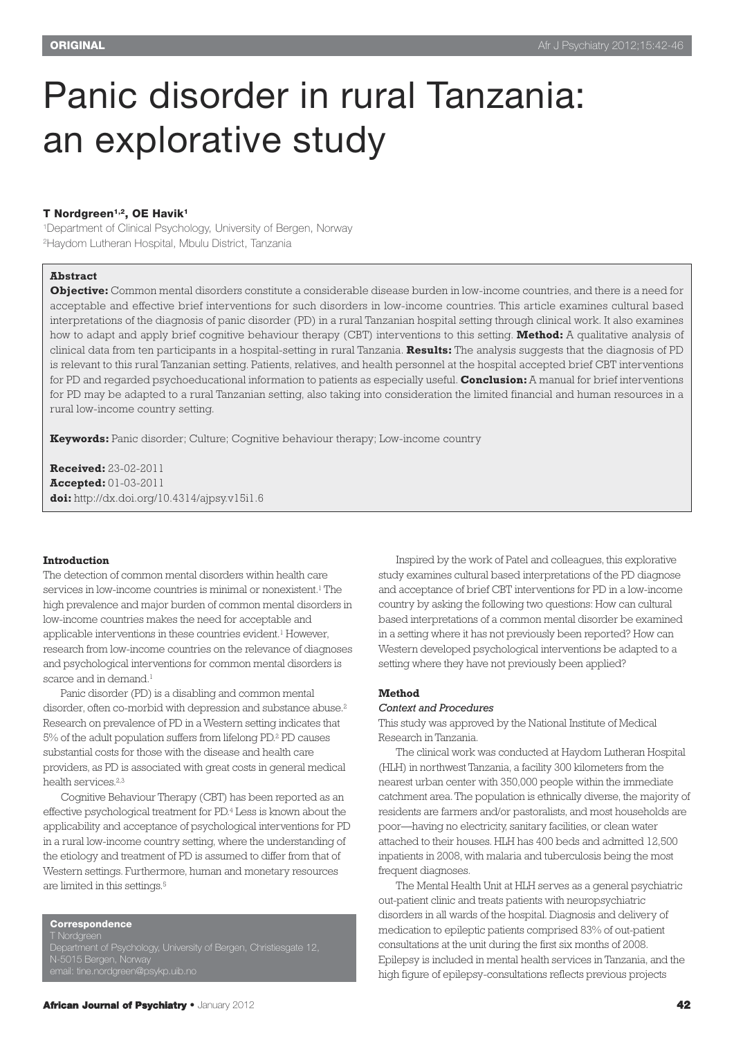ORIGINAL

# Panic disorder in rural Tanzania: an explorative study

**T Nordgreen[1,2], OE Havik[1]**

[1]Department of Clinical Psychology, University of Bergen, Norway
[2]Haydom Lutheran Hospital, Mbulu District, Tanzania

## Abstract

**Objective:** Common mental disorders constitute a considerable disease burden in low-income countries, and there is a need for acceptable and effective brief interventions for such disorders in low-income countries. This article examines cultural based interpretations of the diagnosis of panic disorder (PD) in a rural Tanzanian hospital setting through clinical work. It also examines how to adapt and apply brief cognitive behaviour therapy (CBT) interventions to this setting. **Method:** A qualitative analysis of clinical data from ten participants in a hospital-setting in rural Tanzania. **Results:** The analysis suggests that the diagnosis of PD is relevant to this rural Tanzanian setting. Patients, relatives, and health personnel at the hospital accepted brief CBT interventions for PD and regarded psychoeducational information to patients as especially useful. **Conclusion:** A manual for brief interventions for PD may be adapted to a rural Tanzanian setting, also taking into consideration the limited financial and human resources in a rural low-income country setting.

**Keywords:** Panic disorder; Culture; Cognitive behaviour therapy; Low-income country

**Received:** 23-02-2011
**Accepted:** 01-03-2011
**doi:** http://dx.doi.org/10.4314/ajpsy.v15i1.6

## Introduction

The detection of common mental disorders within health care services in low-income countries is minimal or nonexistent.[1] The high prevalence and major burden of common mental disorders in low-income countries makes the need for acceptable and applicable interventions in these countries evident.[1] However, research from low-income countries on the relevance of diagnoses and psychological interventions for common mental disorders is scarce and in demand.[1]

Panic disorder (PD) is a disabling and common mental disorder, often co-morbid with depression and substance abuse.[2] Research on prevalence of PD in a Western setting indicates that 5% of the adult population suffers from lifelong PD.[2] PD causes substantial costs for those with the disease and health care providers, as PD is associated with great costs in general medical health services.[2,3]

Cognitive Behaviour Therapy (CBT) has been reported as an effective psychological treatment for PD.[4] Less is known about the applicability and acceptance of psychological interventions for PD in a rural low-income country setting, where the understanding of the etiology and treatment of PD is assumed to differ from that of Western settings. Furthermore, human and monetary resources are limited in this settings.[5]

Inspired by the work of Patel and colleagues, this explorative study examines cultural based interpretations of the PD diagnose and acceptance of brief CBT interventions for PD in a low-income country by asking the following two questions: How can cultural based interpretations of a common mental disorder be examined in a setting where it has not previously been reported? How can Western developed psychological interventions be adapted to a setting where they have not previously been applied?

## Method

### *Context and Procedures*

This study was approved by the National Institute of Medical Research in Tanzania.

The clinical work was conducted at Haydom Lutheran Hospital (HLH) in northwest Tanzania, a facility 300 kilometers from the nearest urban center with 350,000 people within the immediate catchment area. The population is ethnically diverse, the majority of residents are farmers and/or pastoralists, and most households are poor—having no electricity, sanitary facilities, or clean water attached to their houses. HLH has 400 beds and admitted 12,500 inpatients in 2008, with malaria and tuberculosis being the most frequent diagnoses.

The Mental Health Unit at HLH serves as a general psychiatric out-patient clinic and treats patients with neuropsychiatric disorders in all wards of the hospital. Diagnosis and delivery of medication to epileptic patients comprised 83% of out-patient consultations at the unit during the first six months of 2008. Epilepsy is included in mental health services in Tanzania, and the high figure of epilepsy-consultations reflects previous projects

**Correspondence**
T Nordgreen
Department of Psychology, University of Bergen, Christiesgate 12, N-5015 Bergen, Norway
email: tine.nordgreen@psykp.uib.no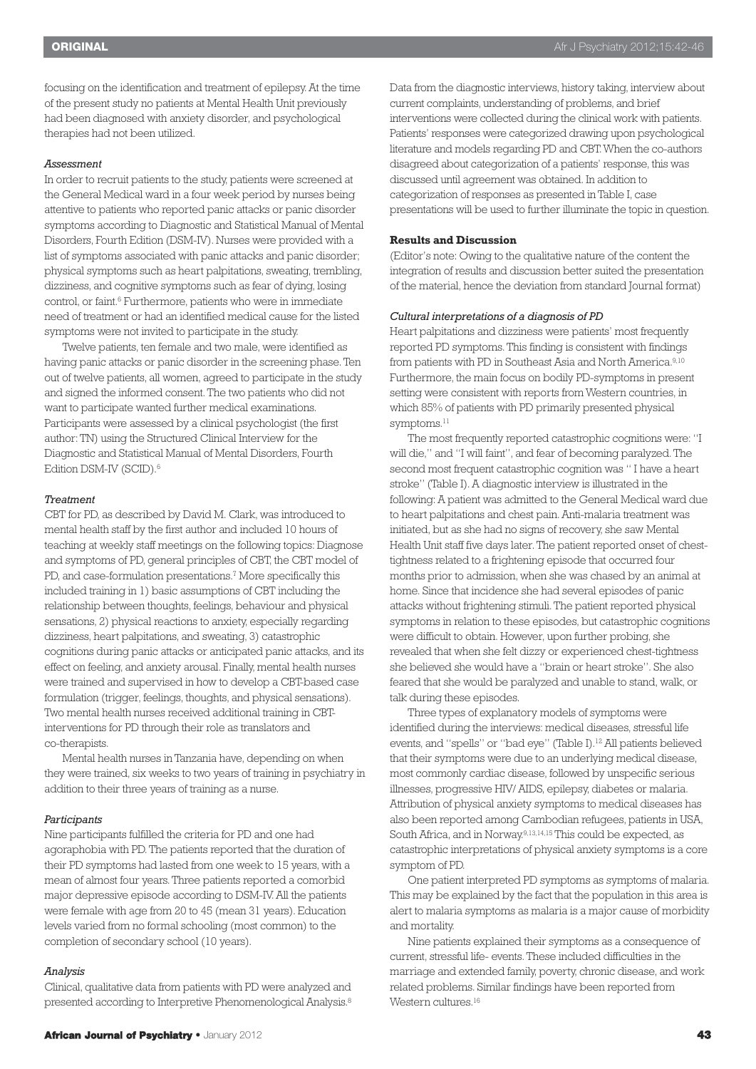focusing on the identification and treatment of epilepsy. At the time of the present study no patients at Mental Health Unit previously had been diagnosed with anxiety disorder, and psychological therapies had not been utilized.

### *Assessment*

In order to recruit patients to the study, patients were screened at the General Medical ward in a four week period by nurses being attentive to patients who reported panic attacks or panic disorder symptoms according to Diagnostic and Statistical Manual of Mental Disorders, Fourth Edition (DSM-IV). Nurses were provided with a list of symptoms associated with panic attacks and panic disorder; physical symptoms such as heart palpitations, sweating, trembling, dizziness, and cognitive symptoms such as fear of dying, losing control, or faint.[6] Furthermore, patients who were in immediate need of treatment or had an identified medical cause for the listed symptoms were not invited to participate in the study.

Twelve patients, ten female and two male, were identified as having panic attacks or panic disorder in the screening phase. Ten out of twelve patients, all women, agreed to participate in the study and signed the informed consent. The two patients who did not want to participate wanted further medical examinations. Participants were assessed by a clinical psychologist (the first author: TN) using the Structured Clinical Interview for the Diagnostic and Statistical Manual of Mental Disorders, Fourth Edition DSM-IV (SCID).[6]

### *Treatment*

CBT for PD, as described by David M. Clark, was introduced to mental health staff by the first author and included 10 hours of teaching at weekly staff meetings on the following topics: Diagnose and symptoms of PD, general principles of CBT, the CBT model of PD, and case-formulation presentations.[7] More specifically this included training in 1) basic assumptions of CBT including the relationship between thoughts, feelings, behaviour and physical sensations, 2) physical reactions to anxiety, especially regarding dizziness, heart palpitations, and sweating, 3) catastrophic cognitions during panic attacks or anticipated panic attacks, and its effect on feeling, and anxiety arousal. Finally, mental health nurses were trained and supervised in how to develop a CBT-based case formulation (trigger, feelings, thoughts, and physical sensations). Two mental health nurses received additional training in CBT-interventions for PD through their role as translators and co-therapists.

Mental health nurses in Tanzania have, depending on when they were trained, six weeks to two years of training in psychiatry in addition to their three years of training as a nurse.

### *Participants*

Nine participants fulfilled the criteria for PD and one had agoraphobia with PD. The patients reported that the duration of their PD symptoms had lasted from one week to 15 years, with a mean of almost four years. Three patients reported a comorbid major depressive episode according to DSM-IV. All the patients were female with age from 20 to 45 (mean 31 years). Education levels varied from no formal schooling (most common) to the completion of secondary school (10 years).

### *Analysis*

Clinical, qualitative data from patients with PD were analyzed and presented according to Interpretive Phenomenological Analysis.[8] Data from the diagnostic interviews, history taking, interview about current complaints, understanding of problems, and brief interventions were collected during the clinical work with patients. Patients' responses were categorized drawing upon psychological literature and models regarding PD and CBT. When the co-authors disagreed about categorization of a patients' response, this was discussed until agreement was obtained. In addition to categorization of responses as presented in Table I, case presentations will be used to further illuminate the topic in question.

## Results and Discussion

(Editor's note: Owing to the qualitative nature of the content the integration of results and discussion better suited the presentation of the material, hence the deviation from standard Journal format)

### *Cultural interpretations of a diagnosis of PD*

Heart palpitations and dizziness were patients' most frequently reported PD symptoms. This finding is consistent with findings from patients with PD in Southeast Asia and North America.[9,10] Furthermore, the main focus on bodily PD-symptoms in present setting were consistent with reports from Western countries, in which 85% of patients with PD primarily presented physical symptoms.[11]

The most frequently reported catastrophic cognitions were: "I will die," and "I will faint", and fear of becoming paralyzed. The second most frequent catastrophic cognition was " I have a heart stroke" (Table I). A diagnostic interview is illustrated in the following: A patient was admitted to the General Medical ward due to heart palpitations and chest pain. Anti-malaria treatment was initiated, but as she had no signs of recovery, she saw Mental Health Unit staff five days later. The patient reported onset of chest-tightness related to a frightening episode that occurred four months prior to admission, when she was chased by an animal at home. Since that incidence she had several episodes of panic attacks without frightening stimuli. The patient reported physical symptoms in relation to these episodes, but catastrophic cognitions were difficult to obtain. However, upon further probing, she revealed that when she felt dizzy or experienced chest-tightness she believed she would have a "brain or heart stroke". She also feared that she would be paralyzed and unable to stand, walk, or talk during these episodes.

Three types of explanatory models of symptoms were identified during the interviews: medical diseases, stressful life events, and "spells" or "bad eye" (Table I).[12] All patients believed that their symptoms were due to an underlying medical disease, most commonly cardiac disease, followed by unspecific serious illnesses, progressive HIV/ AIDS, epilepsy, diabetes or malaria. Attribution of physical anxiety symptoms to medical diseases has also been reported among Cambodian refugees, patients in USA, South Africa, and in Norway.[9,13,14,15] This could be expected, as catastrophic interpretations of physical anxiety symptoms is a core symptom of PD.

One patient interpreted PD symptoms as symptoms of malaria. This may be explained by the fact that the population in this area is alert to malaria symptoms as malaria is a major cause of morbidity and mortality.

Nine patients explained their symptoms as a consequence of current, stressful life- events. These included difficulties in the marriage and extended family, poverty, chronic disease, and work related problems. Similar findings have been reported from Western cultures.[16]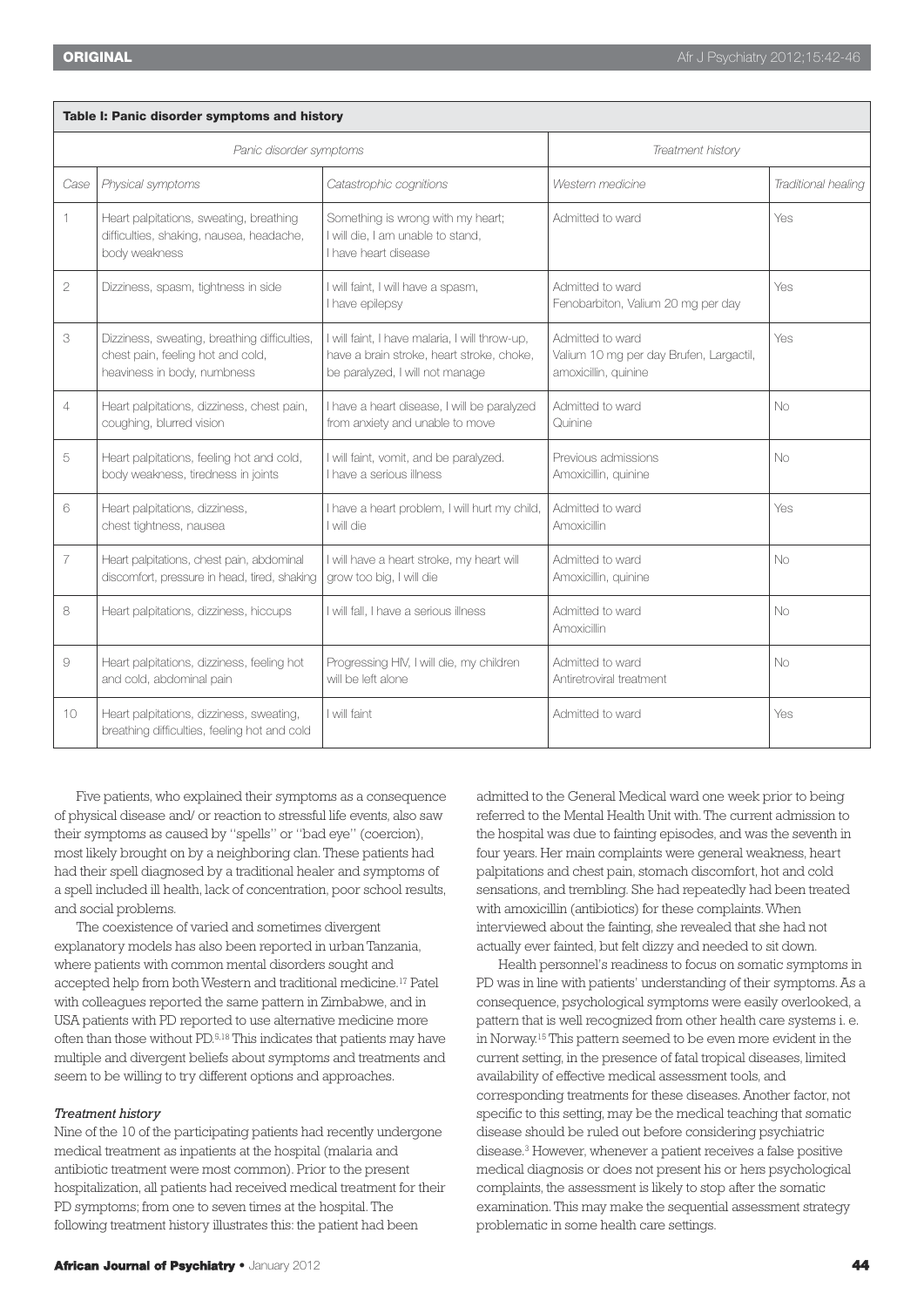**Table I: Panic disorder symptoms and history**

| Panic disorder symptoms | | | Treatment history | |
|---|---|---|---|---|
| *Case* | *Physical symptoms* | *Catastrophic cognitions* | *Western medicine* | *Traditional healing* |
| 1 | Heart palpitations, sweating, breathing difficulties, shaking, nausea, headache, body weakness | Something is wrong with my heart; I will die, I am unable to stand, I have heart disease | Admitted to ward | Yes |
| 2 | Dizziness, spasm, tightness in side | I will faint, I will have a spasm, I have epilepsy | Admitted to ward Fenobarbiton, Valium 20 mg per day | Yes |
| 3 | Dizziness, sweating, breathing difficulties, chest pain, feeling hot and cold, heaviness in body, numbness | I will faint, I have malaria, I will throw-up, have a brain stroke, heart stroke, choke, be paralyzed, I will not manage | Admitted to ward Valium 10 mg per day Brufen, Largactil, amoxicillin, quinine | Yes |
| 4 | Heart palpitations, dizziness, chest pain, coughing, blurred vision | I have a heart disease, I will be paralyzed from anxiety and unable to move | Admitted to ward Quinine | No |
| 5 | Heart palpitations, feeling hot and cold, body weakness, tiredness in joints | I will faint, vomit, and be paralyzed. I have a serious illness | Previous admissions Amoxicillin, quinine | No |
| 6 | Heart palpitations, dizziness, chest tightness, nausea | I have a heart problem, I will hurt my child, I will die | Admitted to ward Amoxicillin | Yes |
| 7 | Heart palpitations, chest pain, abdominal discomfort, pressure in head, tired, shaking | I will have a heart stroke, my heart will grow too big, I will die | Admitted to ward Amoxicillin, quinine | No |
| 8 | Heart palpitations, dizziness, hiccups | I will fall, I have a serious illness | Admitted to ward Amoxicillin | No |
| 9 | Heart palpitations, dizziness, feeling hot and cold, abdominal pain | Progressing HIV, I will die, my children will be left alone | Admitted to ward Antiretroviral treatment | No |
| 10 | Heart palpitations, dizziness, sweating, breathing difficulties, feeling hot and cold | I will faint | Admitted to ward | Yes |

Five patients, who explained their symptoms as a consequence of physical disease and/ or reaction to stressful life events, also saw their symptoms as caused by "spells" or "bad eye" (coercion), most likely brought on by a neighboring clan. These patients had had their spell diagnosed by a traditional healer and symptoms of a spell included ill health, lack of concentration, poor school results, and social problems.

The coexistence of varied and sometimes divergent explanatory models has also been reported in urban Tanzania, where patients with common mental disorders sought and accepted help from both Western and traditional medicine.[17] Patel with colleagues reported the same pattern in Zimbabwe, and in USA patients with PD reported to use alternative medicine more often than those without PD.[5,18] This indicates that patients may have multiple and divergent beliefs about symptoms and treatments and seem to be willing to try different options and approaches.

### *Treatment history*

Nine of the 10 of the participating patients had recently undergone medical treatment as inpatients at the hospital (malaria and antibiotic treatment were most common). Prior to the present hospitalization, all patients had received medical treatment for their PD symptoms; from one to seven times at the hospital. The following treatment history illustrates this: the patient had been admitted to the General Medical ward one week prior to being referred to the Mental Health Unit with. The current admission to the hospital was due to fainting episodes, and was the seventh in four years. Her main complaints were general weakness, heart palpitations and chest pain, stomach discomfort, hot and cold sensations, and trembling. She had repeatedly had been treated with amoxicillin (antibiotics) for these complaints. When interviewed about the fainting, she revealed that she had not actually ever fainted, but felt dizzy and needed to sit down.

Health personnel's readiness to focus on somatic symptoms in PD was in line with patients' understanding of their symptoms. As a consequence, psychological symptoms were easily overlooked, a pattern that is well recognized from other health care systems i. e. in Norway.[15] This pattern seemed to be even more evident in the current setting, in the presence of fatal tropical diseases, limited availability of effective medical assessment tools, and corresponding treatments for these diseases. Another factor, not specific to this setting, may be the medical teaching that somatic disease should be ruled out before considering psychiatric disease.[3] However, whenever a patient receives a false positive medical diagnosis or does not present his or hers psychological complaints, the assessment is likely to stop after the somatic examination. This may make the sequential assessment strategy problematic in some health care settings.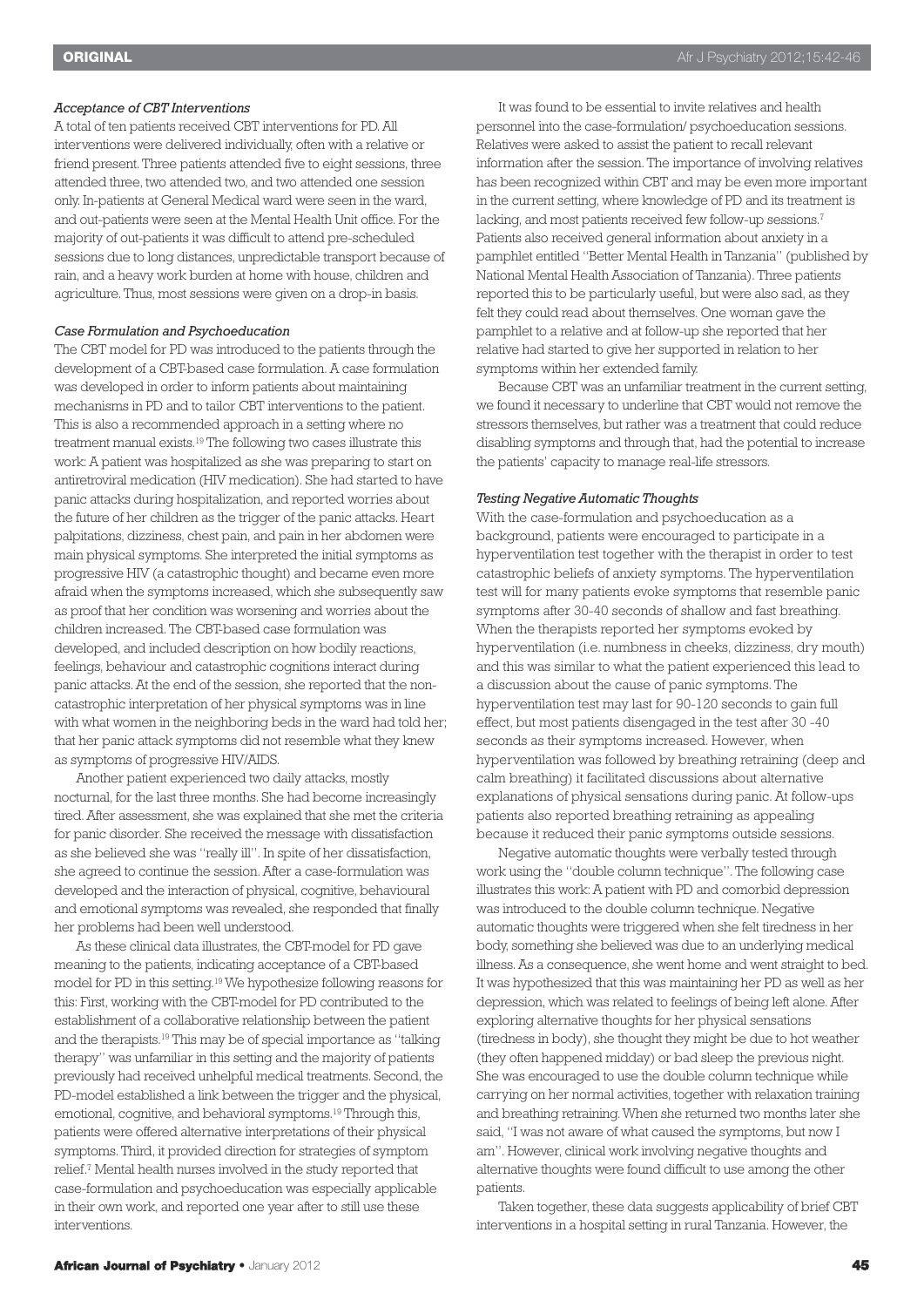### *Acceptance of CBT Interventions*

A total of ten patients received CBT interventions for PD. All interventions were delivered individually, often with a relative or friend present. Three patients attended five to eight sessions, three attended three, two attended two, and two attended one session only. In-patients at General Medical ward were seen in the ward, and out-patients were seen at the Mental Health Unit office. For the majority of out-patients it was difficult to attend pre-scheduled sessions due to long distances, unpredictable transport because of rain, and a heavy work burden at home with house, children and agriculture. Thus, most sessions were given on a drop-in basis.

### *Case Formulation and Psychoeducation*

The CBT model for PD was introduced to the patients through the development of a CBT-based case formulation. A case formulation was developed in order to inform patients about maintaining mechanisms in PD and to tailor CBT interventions to the patient. This is also a recommended approach in a setting where no treatment manual exists.[19] The following two cases illustrate this work: A patient was hospitalized as she was preparing to start on antiretroviral medication (HIV medication). She had started to have panic attacks during hospitalization, and reported worries about the future of her children as the trigger of the panic attacks. Heart palpitations, dizziness, chest pain, and pain in her abdomen were main physical symptoms. She interpreted the initial symptoms as progressive HIV (a catastrophic thought) and became even more afraid when the symptoms increased, which she subsequently saw as proof that her condition was worsening and worries about the children increased. The CBT-based case formulation was developed, and included description on how bodily reactions, feelings, behaviour and catastrophic cognitions interact during panic attacks. At the end of the session, she reported that the non-catastrophic interpretation of her physical symptoms was in line with what women in the neighboring beds in the ward had told her; that her panic attack symptoms did not resemble what they knew as symptoms of progressive HIV/AIDS.

Another patient experienced two daily attacks, mostly nocturnal, for the last three months. She had become increasingly tired. After assessment, she was explained that she met the criteria for panic disorder. She received the message with dissatisfaction as she believed she was "really ill". In spite of her dissatisfaction, she agreed to continue the session. After a case-formulation was developed and the interaction of physical, cognitive, behavioural and emotional symptoms was revealed, she responded that finally her problems had been well understood.

As these clinical data illustrates, the CBT-model for PD gave meaning to the patients, indicating acceptance of a CBT-based model for PD in this setting.[19] We hypothesize following reasons for this: First, working with the CBT-model for PD contributed to the establishment of a collaborative relationship between the patient and the therapists.[19] This may be of special importance as "talking therapy" was unfamiliar in this setting and the majority of patients previously had received unhelpful medical treatments. Second, the PD-model established a link between the trigger and the physical, emotional, cognitive, and behavioral symptoms.[19] Through this, patients were offered alternative interpretations of their physical symptoms. Third, it provided direction for strategies of symptom relief.[7] Mental health nurses involved in the study reported that case-formulation and psychoeducation was especially applicable in their own work, and reported one year after to still use these interventions.

It was found to be essential to invite relatives and health personnel into the case-formulation/ psychoeducation sessions. Relatives were asked to assist the patient to recall relevant information after the session. The importance of involving relatives has been recognized within CBT and may be even more important in the current setting, where knowledge of PD and its treatment is lacking, and most patients received few follow-up sessions.[7] Patients also received general information about anxiety in a pamphlet entitled "Better Mental Health in Tanzania" (published by National Mental Health Association of Tanzania). Three patients reported this to be particularly useful, but were also sad, as they felt they could read about themselves. One woman gave the pamphlet to a relative and at follow-up she reported that her relative had started to give her supported in relation to her symptoms within her extended family.

Because CBT was an unfamiliar treatment in the current setting, we found it necessary to underline that CBT would not remove the stressors themselves, but rather was a treatment that could reduce disabling symptoms and through that, had the potential to increase the patients' capacity to manage real-life stressors.

### *Testing Negative Automatic Thoughts*

With the case-formulation and psychoeducation as a background, patients were encouraged to participate in a hyperventilation test together with the therapist in order to test catastrophic beliefs of anxiety symptoms. The hyperventilation test will for many patients evoke symptoms that resemble panic symptoms after 30-40 seconds of shallow and fast breathing. When the therapists reported her symptoms evoked by hyperventilation (i.e. numbness in cheeks, dizziness, dry mouth) and this was similar to what the patient experienced this lead to a discussion about the cause of panic symptoms. The hyperventilation test may last for 90-120 seconds to gain full effect, but most patients disengaged in the test after 30 -40 seconds as their symptoms increased. However, when hyperventilation was followed by breathing retraining (deep and calm breathing) it facilitated discussions about alternative explanations of physical sensations during panic. At follow-ups patients also reported breathing retraining as appealing because it reduced their panic symptoms outside sessions.

Negative automatic thoughts were verbally tested through work using the "double column technique". The following case illustrates this work: A patient with PD and comorbid depression was introduced to the double column technique. Negative automatic thoughts were triggered when she felt tiredness in her body, something she believed was due to an underlying medical illness. As a consequence, she went home and went straight to bed. It was hypothesized that this was maintaining her PD as well as her depression, which was related to feelings of being left alone. After exploring alternative thoughts for her physical sensations (tiredness in body), she thought they might be due to hot weather (they often happened midday) or bad sleep the previous night. She was encouraged to use the double column technique while carrying on her normal activities, together with relaxation training and breathing retraining. When she returned two months later she said, "I was not aware of what caused the symptoms, but now I am". However, clinical work involving negative thoughts and alternative thoughts were found difficult to use among the other patients.

Taken together, these data suggests applicability of brief CBT interventions in a hospital setting in rural Tanzania. However, the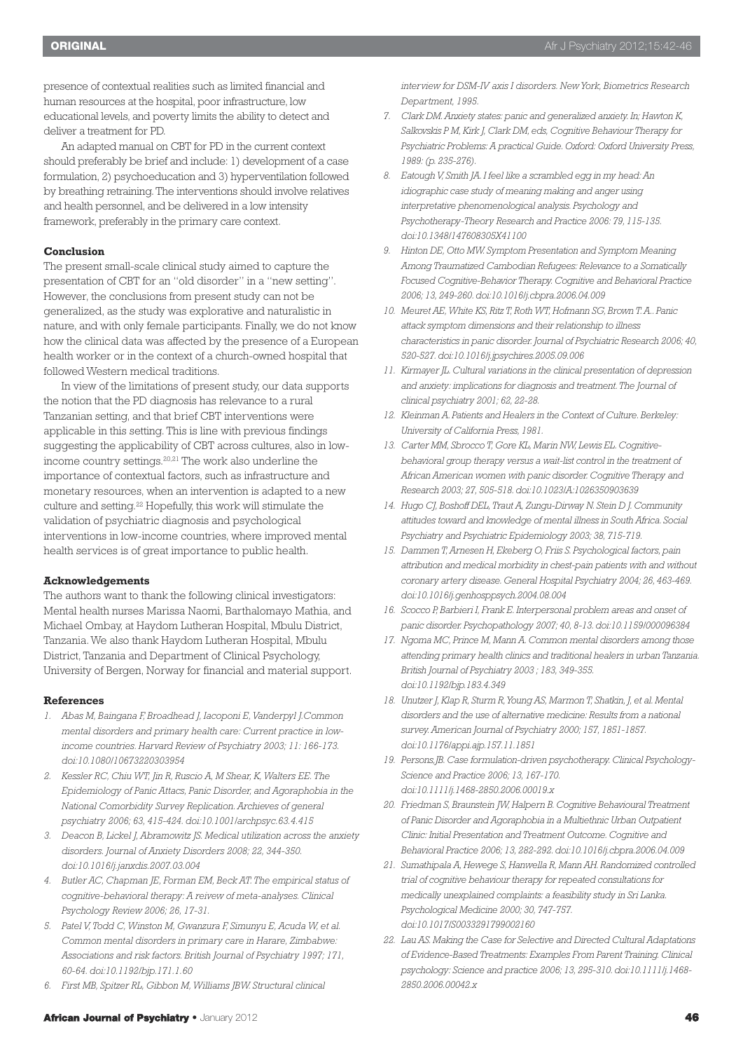presence of contextual realities such as limited financial and human resources at the hospital, poor infrastructure, low educational levels, and poverty limits the ability to detect and deliver a treatment for PD.

An adapted manual on CBT for PD in the current context should preferably be brief and include: 1) development of a case formulation, 2) psychoeducation and 3) hyperventilation followed by breathing retraining. The interventions should involve relatives and health personnel, and be delivered in a low intensity framework, preferably in the primary care context.

### Conclusion

The present small-scale clinical study aimed to capture the presentation of CBT for an "old disorder" in a "new setting". However, the conclusions from present study can not be generalized, as the study was explorative and naturalistic in nature, and with only female participants. Finally, we do not know how the clinical data was affected by the presence of a European health worker or in the context of a church-owned hospital that followed Western medical traditions.

In view of the limitations of present study, our data supports the notion that the PD diagnosis has relevance to a rural Tanzanian setting, and that brief CBT interventions were applicable in this setting. This is line with previous findings suggesting the applicability of CBT across cultures, also in low-income country settings.[20,21] The work also underline the importance of contextual factors, such as infrastructure and monetary resources, when an intervention is adapted to a new culture and setting.[22] Hopefully, this work will stimulate the validation of psychiatric diagnosis and psychological interventions in low-income countries, where improved mental health services is of great importance to public health.

### Acknowledgements

The authors want to thank the following clinical investigators: Mental health nurses Marissa Naomi, Barthalomayo Mathia, and Michael Ombay, at Haydom Lutheran Hospital, Mbulu District, Tanzania. We also thank Haydom Lutheran Hospital, Mbulu District, Tanzania and Department of Clinical Psychology, University of Bergen, Norway for financial and material support.

### References

1. *Abas M, Baingana F, Broadhead J, Iacoponi E, Vanderpyl J.Common mental disorders and primary health care: Current practice in low-income countries. Harvard Review of Psychiatry 2003; 11: 166-173. doi:10.1080/10673220303954*
2. *Kessler RC, Chiu WT, Jin R, Ruscio A, M Shear, K, Walters EE. The Epidemiology of Panic Attacs, Panic Disorder, and Agoraphobia in the National Comorbidity Survey Replication. Archieves of general psychiatry 2006; 63, 415-424. doi:10.1001/archpsyc.63.4.415*
3. *Deacon B, Lickel J, Abramowitz JS. Medical utilization across the anxiety disorders. Journal of Anxiety Disorders 2008; 22, 344-350. doi:10.1016/j.janxdis.2007.03.004*
4. *Butler AC, Chapman JE, Forman EM, Beck AT. The empirical status of cognitive-behavioral therapy: A reivew of meta-analyses. Clinical Psychology Review 2006; 26, 17-31.*
5. *Patel V, Todd C, Winston M, Gwanzura F, Simunyu E, Acuda W, et al. Common mental disorders in primary care in Harare, Zimbabwe: Associations and risk factors. British Journal of Psychiatry 1997; 171, 60-64. doi:10.1192/bjp.171.1.60*
6. *First MB, Spitzer RL, Gibbon M, Williams JBW. Structural clinical interview for DSM-IV axis I disorders. New York, Biometrics Research Department, 1995.*
7. *Clark DM. Anxiety states: panic and generalized anxiety. In; Hawton K, Salkovskis P M, Kirk J, Clark DM, eds, Cognitive Behaviour Therapy for Psychiatric Problems: A practical Guide. Oxford: Oxford University Press, 1989: (p. 235-276).*
8. *Eatough V, Smith JA. I feel like a scrambled egg in my head: An idiographic case study of meaning making and anger using interpretative phenomenological analysis. Psychology and Psychotherapy-Theory Research and Practice 2006: 79, 115-135. doi:10.1348/147608305X41100*
9. *Hinton DE, Otto MW. Symptom Presentation and Symptom Meaning Among Traumatized Cambodian Refugees: Relevance to a Somatically Focused Cognitive-Behavior Therapy. Cognitive and Behavioral Practice 2006; 13, 249-260. doi:10.1016/j.cbpra.2006.04.009*
10. *Meuret AE, White KS, Ritz T, Roth WT, Hofmann SG, Brown T. A.. Panic attack symptom dimensions and their relationship to illness characteristics in panic disorder. Journal of Psychiatric Research 2006; 40, 520-527. doi:10.1016/j.jpsychires.2005.09.006*
11. *Kirmayer JL. Cultural variations in the clinical presentation of depression and anxiety: implications for diagnosis and treatment. The Journal of clinical psychiatry 2001; 62, 22-28.*
12. *Kleinman A. Patients and Healers in the Context of Culture. Berkeley: University of California Press, 1981.*
13. *Carter MM, Sbrocco T, Gore KL, Marin NW, Lewis EL. Cognitive-behavioral group therapy versus a wait-list control in the treatment of African American women with panic disorder. Cognitive Therapy and Research 2003; 27, 505-518. doi:10.1023/A:1026350903639*
14. *Hugo CJ, Boshoff DEL, Traut A, Zungu-Dirway N. Stein D J. Community attitudes toward and knowledge of mental illness in South Africa. Social Psychiatry and Psychiatric Epidemiology 2003; 38, 715-719.*
15. *Dammen T, Arnesen H, Ekeberg O, Friis S. Psychological factors, pain attribution and medical morbidity in chest-pain patients with and without coronary artery disease. General Hospital Psychiatry 2004; 26, 463-469. doi:10.1016/j.genhosppsych.2004.08.004*
16. *Scocco P, Barbieri I, Frank E. Interpersonal problem areas and onset of panic disorder. Psychopathology 2007; 40, 8-13. doi:10.1159/000096384*
17. *Ngoma MC, Prince M, Mann A. Common mental disorders among those attending primary health clinics and traditional healers in urban Tanzania. British Journal of Psychiatry 2003 ; 183, 349-355. doi:10.1192/bjp.183.4.349*
18. *Unutzer J, Klap R, Sturm R, Young AS, Marmon T, Shatkin, J, et al. Mental disorders and the use of alternative medicine: Results from a national survey. American Journal of Psychiatry 2000; 157, 1851-1857. doi:10.1176/appi.ajp.157.11.1851*
19. *Persons JB. Case formulation-driven psychotherapy. Clinical Psychology-Science and Practice 2006; 13, 167-170. doi:10.1111/j.1468-2850.2006.00019.x*
20. *Friedman S, Braunstein JW, Halpern B. Cognitive Behavioural Treatment of Panic Disorder and Agoraphobia in a Multiethnic Urban Outpatient Clinic: Initial Presentation and Treatment Outcome. Cognitive and Behavioral Practice 2006; 13, 282-292. doi:10.1016/j.cbpra.2006.04.009*
21. *Sumathipala A, Hewege S, Hanwella R, Mann AH. Randomized controlled trial of cognitive behaviour therapy for repeated consultations for medically unexplained complaints: a feasibility study in Sri Lanka. Psychological Medicine 2000; 30, 747-757. doi:10.1017/S0033291799002160*
22. *Lau AS. Making the Case for Selective and Directed Cultural Adaptations of Evidence-Based Treatments: Examples From Parent Training. Clinical psychology: Science and practice 2006; 13, 295-310. doi:10.1111/j.1468-2850.2006.00042.x*